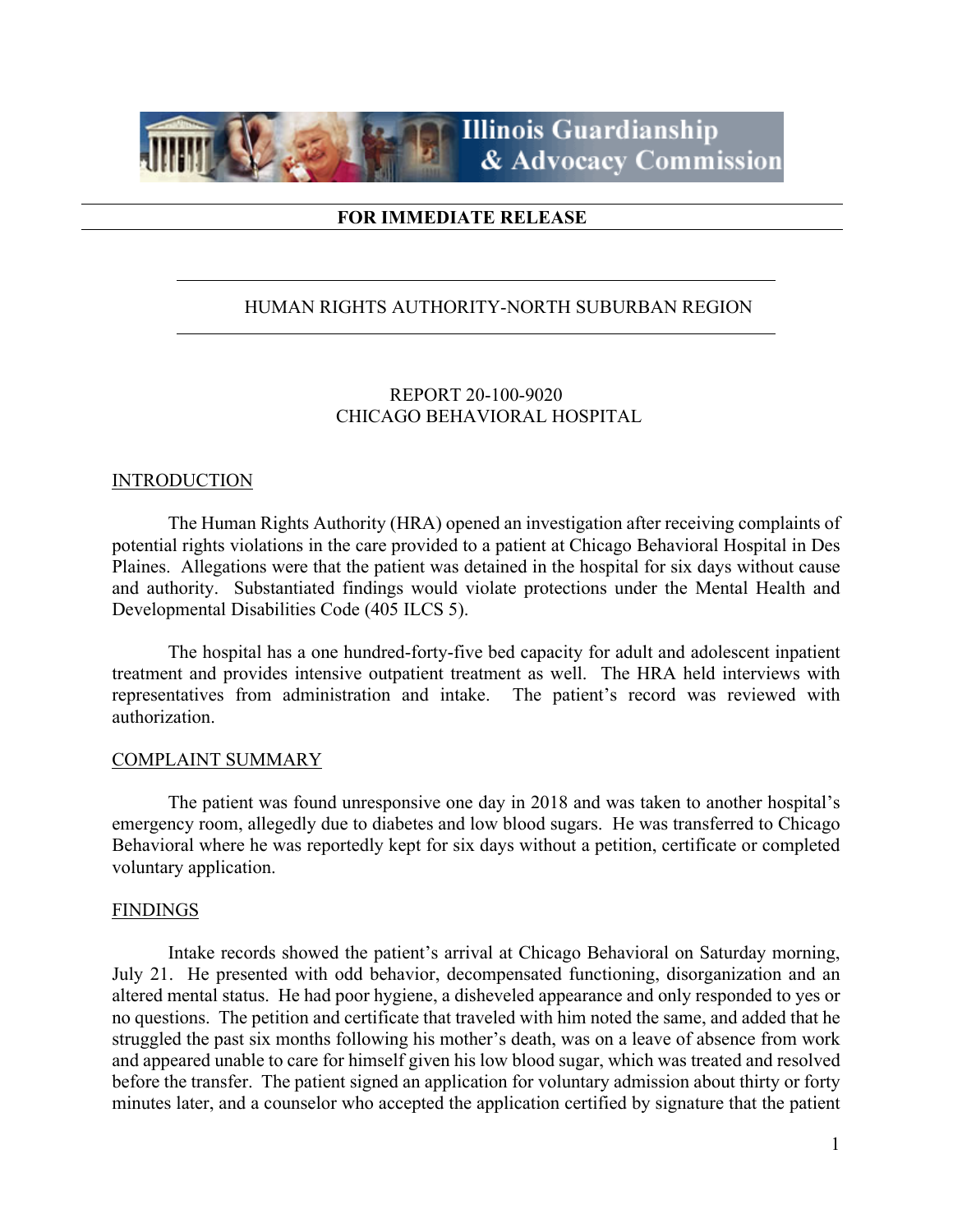Illinois Guardianship & Advocacy Commission

**FOR IMMEDIATE RELEASE**

HUMAN RIGHTS AUTHORITY-NORTH SUBURBAN REGION

REPORT 20-100-9020
CHICAGO BEHAVIORAL HOSPITAL

## INTRODUCTION

The Human Rights Authority (HRA) opened an investigation after receiving complaints of potential rights violations in the care provided to a patient at Chicago Behavioral Hospital in Des Plaines. Allegations were that the patient was detained in the hospital for six days without cause and authority. Substantiated findings would violate protections under the Mental Health and Developmental Disabilities Code (405 ILCS 5).

The hospital has a one hundred-forty-five bed capacity for adult and adolescent inpatient treatment and provides intensive outpatient treatment as well. The HRA held interviews with representatives from administration and intake. The patient's record was reviewed with authorization.

## COMPLAINT SUMMARY

The patient was found unresponsive one day in 2018 and was taken to another hospital's emergency room, allegedly due to diabetes and low blood sugars. He was transferred to Chicago Behavioral where he was reportedly kept for six days without a petition, certificate or completed voluntary application.

## FINDINGS

Intake records showed the patient's arrival at Chicago Behavioral on Saturday morning, July 21. He presented with odd behavior, decompensated functioning, disorganization and an altered mental status. He had poor hygiene, a disheveled appearance and only responded to yes or no questions. The petition and certificate that traveled with him noted the same, and added that he struggled the past six months following his mother's death, was on a leave of absence from work and appeared unable to care for himself given his low blood sugar, which was treated and resolved before the transfer. The patient signed an application for voluntary admission about thirty or forty minutes later, and a counselor who accepted the application certified by signature that the patient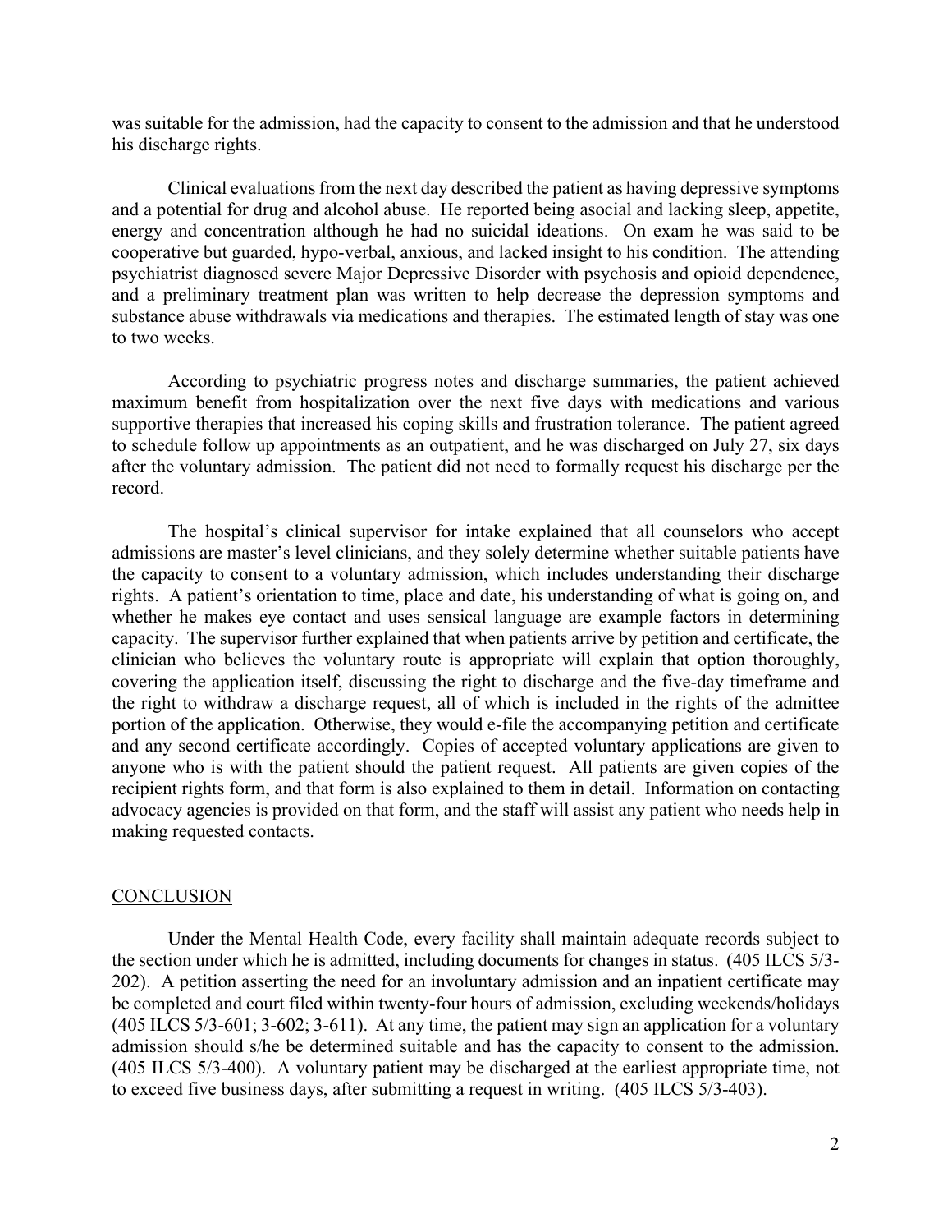was suitable for the admission, had the capacity to consent to the admission and that he understood his discharge rights.

Clinical evaluations from the next day described the patient as having depressive symptoms and a potential for drug and alcohol abuse. He reported being asocial and lacking sleep, appetite, energy and concentration although he had no suicidal ideations. On exam he was said to be cooperative but guarded, hypo-verbal, anxious, and lacked insight to his condition. The attending psychiatrist diagnosed severe Major Depressive Disorder with psychosis and opioid dependence, and a preliminary treatment plan was written to help decrease the depression symptoms and substance abuse withdrawals via medications and therapies. The estimated length of stay was one to two weeks.

According to psychiatric progress notes and discharge summaries, the patient achieved maximum benefit from hospitalization over the next five days with medications and various supportive therapies that increased his coping skills and frustration tolerance. The patient agreed to schedule follow up appointments as an outpatient, and he was discharged on July 27, six days after the voluntary admission. The patient did not need to formally request his discharge per the record.

The hospital's clinical supervisor for intake explained that all counselors who accept admissions are master's level clinicians, and they solely determine whether suitable patients have the capacity to consent to a voluntary admission, which includes understanding their discharge rights. A patient's orientation to time, place and date, his understanding of what is going on, and whether he makes eye contact and uses sensical language are example factors in determining capacity. The supervisor further explained that when patients arrive by petition and certificate, the clinician who believes the voluntary route is appropriate will explain that option thoroughly, covering the application itself, discussing the right to discharge and the five-day timeframe and the right to withdraw a discharge request, all of which is included in the rights of the admittee portion of the application. Otherwise, they would e-file the accompanying petition and certificate and any second certificate accordingly. Copies of accepted voluntary applications are given to anyone who is with the patient should the patient request. All patients are given copies of the recipient rights form, and that form is also explained to them in detail. Information on contacting advocacy agencies is provided on that form, and the staff will assist any patient who needs help in making requested contacts.

## CONCLUSION

Under the Mental Health Code, every facility shall maintain adequate records subject to the section under which he is admitted, including documents for changes in status. (405 ILCS 5/3-202). A petition asserting the need for an involuntary admission and an inpatient certificate may be completed and court filed within twenty-four hours of admission, excluding weekends/holidays (405 ILCS 5/3-601; 3-602; 3-611). At any time, the patient may sign an application for a voluntary admission should s/he be determined suitable and has the capacity to consent to the admission. (405 ILCS 5/3-400). A voluntary patient may be discharged at the earliest appropriate time, not to exceed five business days, after submitting a request in writing. (405 ILCS 5/3-403).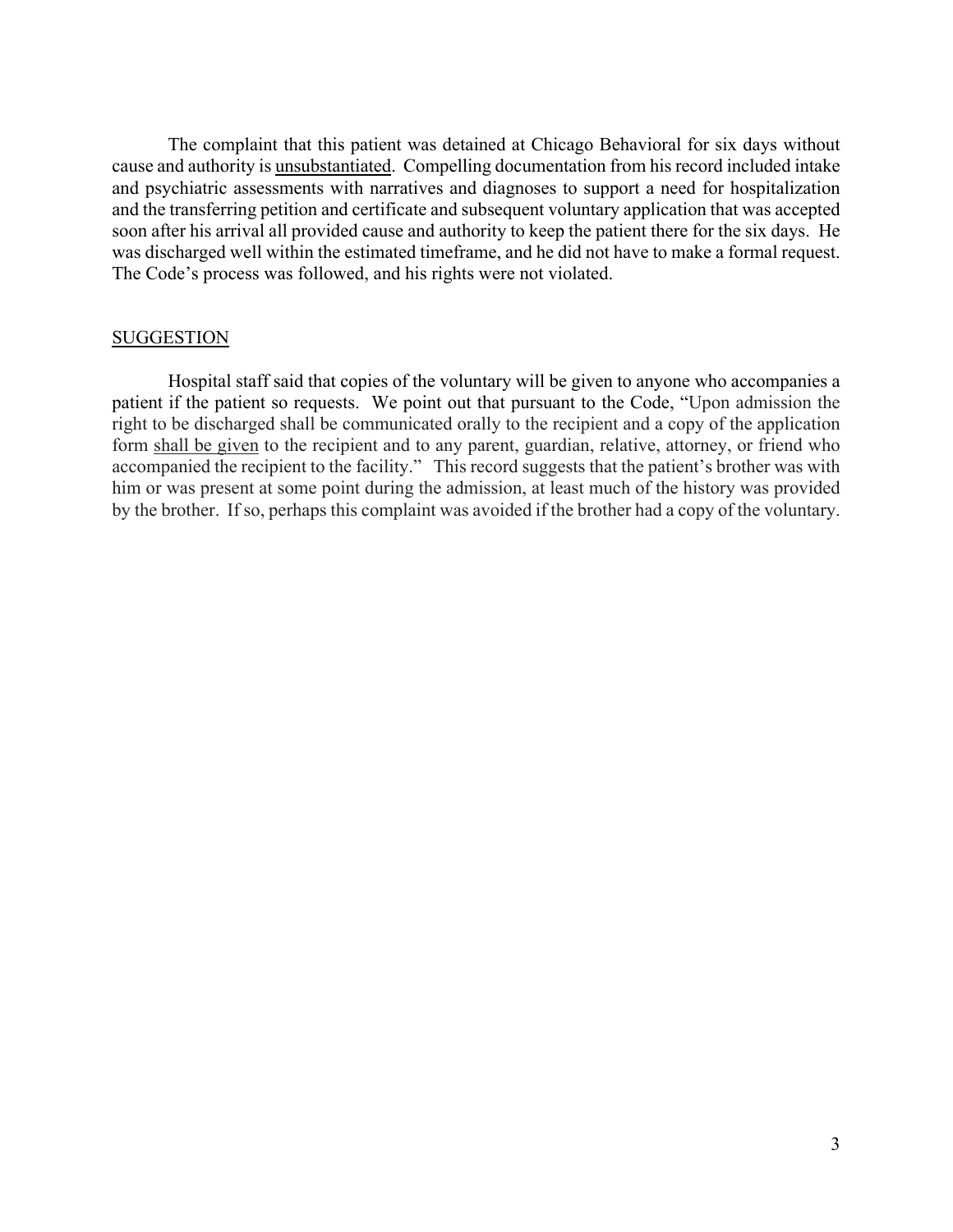The complaint that this patient was detained at Chicago Behavioral for six days without cause and authority is unsubstantiated. Compelling documentation from his record included intake and psychiatric assessments with narratives and diagnoses to support a need for hospitalization and the transferring petition and certificate and subsequent voluntary application that was accepted soon after his arrival all provided cause and authority to keep the patient there for the six days. He was discharged well within the estimated timeframe, and he did not have to make a formal request. The Code's process was followed, and his rights were not violated.

## SUGGESTION

Hospital staff said that copies of the voluntary will be given to anyone who accompanies a patient if the patient so requests. We point out that pursuant to the Code, "Upon admission the right to be discharged shall be communicated orally to the recipient and a copy of the application form shall be given to the recipient and to any parent, guardian, relative, attorney, or friend who accompanied the recipient to the facility." This record suggests that the patient's brother was with him or was present at some point during the admission, at least much of the history was provided by the brother. If so, perhaps this complaint was avoided if the brother had a copy of the voluntary.